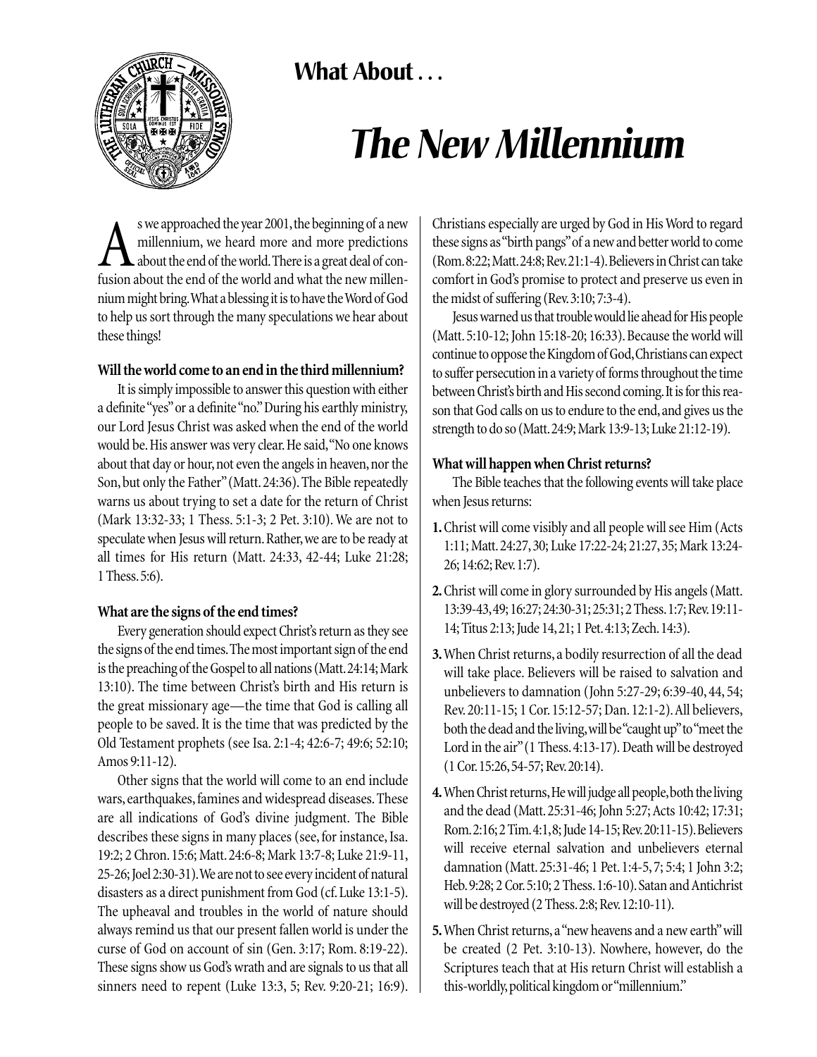**What About . . .**

# *The New Millennium*

As we approached the year 2001, the beginning of a new millennium, we heard more and more predictions about the end of the world. There is a great deal of confusion about the end of the world and what the new millennium might bring. What a blessing it is to have the Word of God to help us sort through the many speculations we hear about these things!

**Will the world come to an end in the third millennium?**

It is simply impossible to answer this question with either a definite "yes" or a definite "no." During his earthly ministry, our Lord Jesus Christ was asked when the end of the world would be. His answer was very clear. He said, "No one knows about that day or hour, not even the angels in heaven, nor the Son, but only the Father" (Matt. 24:36). The Bible repeatedly warns us about trying to set a date for the return of Christ (Mark 13:32-33; 1 Thess. 5:1-3; 2 Pet. 3:10). We are not to speculate when Jesus will return. Rather, we are to be ready at all times for His return (Matt. 24:33, 42-44; Luke 21:28; 1 Thess. 5:6).

**What are the signs of the end times?**

Every generation should expect Christ's return as they see the signs of the end times. The most important sign of the end is the preaching of the Gospel to all nations (Matt. 24:14; Mark 13:10). The time between Christ's birth and His return is the great missionary age—the time that God is calling all people to be saved. It is the time that was predicted by the Old Testament prophets (see Isa. 2:1-4; 42:6-7; 49:6; 52:10; Amos 9:11-12).

Other signs that the world will come to an end include wars, earthquakes, famines and widespread diseases. These are all indications of God's divine judgment. The Bible describes these signs in many places (see, for instance, Isa. 19:2; 2 Chron. 15:6; Matt. 24:6-8; Mark 13:7-8; Luke 21:9-11, 25-26; Joel 2:30-31). We are not to see every incident of natural disasters as a direct punishment from God (cf. Luke 13:1-5). The upheaval and troubles in the world of nature should always remind us that our present fallen world is under the curse of God on account of sin (Gen. 3:17; Rom. 8:19-22). These signs show us God's wrath and are signals to us that all sinners need to repent (Luke 13:3, 5; Rev. 9:20-21; 16:9). Christians especially are urged by God in His Word to regard these signs as "birth pangs" of a new and better world to come (Rom. 8:22; Matt. 24:8; Rev. 21:1-4). Believers in Christ can take comfort in God's promise to protect and preserve us even in the midst of suffering (Rev. 3:10; 7:3-4).

Jesus warned us that trouble would lie ahead for His people (Matt. 5:10-12; John 15:18-20; 16:33). Because the world will continue to oppose the Kingdom of God, Christians can expect to suffer persecution in a variety of forms throughout the time between Christ's birth and His second coming. It is for this reason that God calls on us to endure to the end, and gives us the strength to do so (Matt. 24:9; Mark 13:9-13; Luke 21:12-19).

**What will happen when Christ returns?**

The Bible teaches that the following events will take place when Jesus returns:

1. Christ will come visibly and all people will see Him (Acts 1:11; Matt. 24:27, 30; Luke 17:22-24; 21:27, 35; Mark 13:24-26; 14:62; Rev. 1:7).
2. Christ will come in glory surrounded by His angels (Matt. 13:39-43, 49; 16:27; 24:30-31; 25:31; 2 Thess. 1:7; Rev. 19:11-14; Titus 2:13; Jude 14, 21; 1 Pet. 4:13; Zech. 14:3).
3. When Christ returns, a bodily resurrection of all the dead will take place. Believers will be raised to salvation and unbelievers to damnation (John 5:27-29; 6:39-40, 44, 54; Rev. 20:11-15; 1 Cor. 15:12-57; Dan. 12:1-2). All believers, both the dead and the living, will be "caught up" to "meet the Lord in the air" (1 Thess. 4:13-17). Death will be destroyed (1 Cor. 15:26, 54-57; Rev. 20:14).
4. When Christ returns, He will judge all people, both the living and the dead (Matt. 25:31-46; John 5:27; Acts 10:42; 17:31; Rom. 2:16; 2 Tim. 4:1, 8; Jude 14-15; Rev. 20:11-15). Believers will receive eternal salvation and unbelievers eternal damnation (Matt. 25:31-46; 1 Pet. 1:4-5, 7; 5:4; 1 John 3:2; Heb. 9:28; 2 Cor. 5:10; 2 Thess. 1:6-10). Satan and Antichrist will be destroyed (2 Thess. 2:8; Rev. 12:10-11).
5. When Christ returns, a "new heavens and a new earth" will be created (2 Pet. 3:10-13). Nowhere, however, do the Scriptures teach that at His return Christ will establish a this-worldly, political kingdom or "millennium."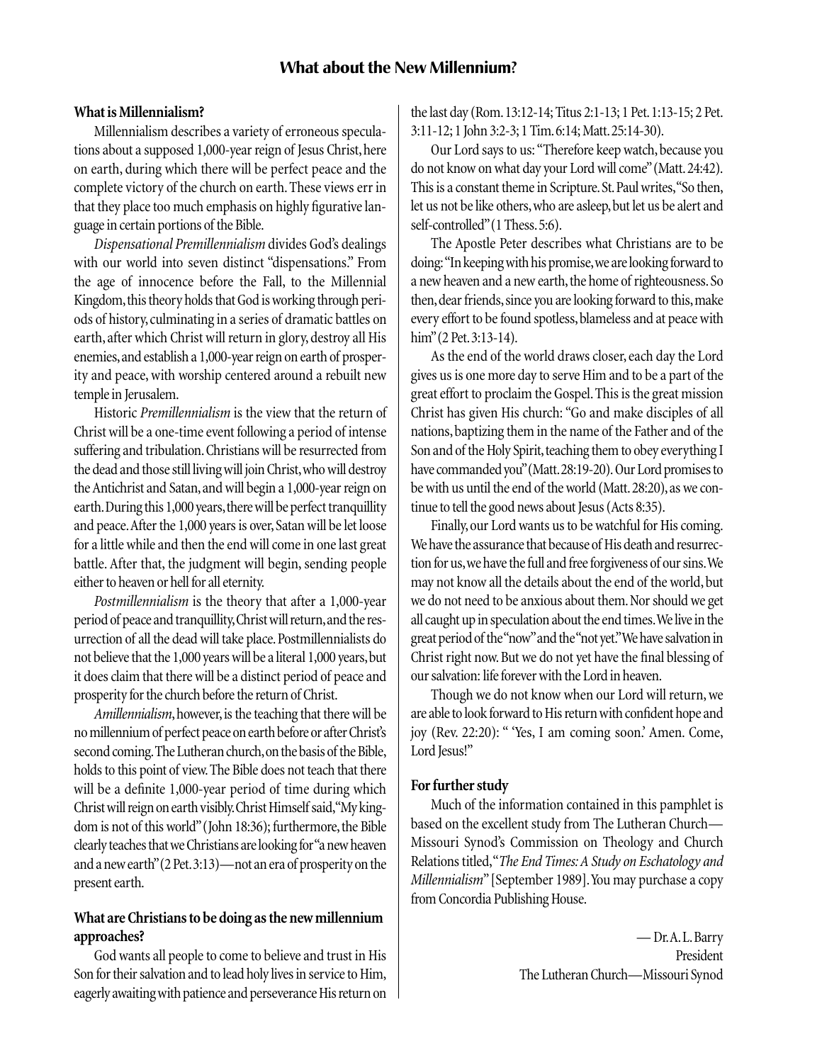## What about the New Millennium?

### What is Millennialism?

Millennialism describes a variety of erroneous speculations about a supposed 1,000-year reign of Jesus Christ, here on earth, during which there will be perfect peace and the complete victory of the church on earth. These views err in that they place too much emphasis on highly figurative language in certain portions of the Bible.

*Dispensational Premillennialism* divides God's dealings with our world into seven distinct "dispensations." From the age of innocence before the Fall, to the Millennial Kingdom, this theory holds that God is working through periods of history, culminating in a series of dramatic battles on earth, after which Christ will return in glory, destroy all His enemies, and establish a 1,000-year reign on earth of prosperity and peace, with worship centered around a rebuilt new temple in Jerusalem.

Historic *Premillennialism* is the view that the return of Christ will be a one-time event following a period of intense suffering and tribulation. Christians will be resurrected from the dead and those still living will join Christ, who will destroy the Antichrist and Satan, and will begin a 1,000-year reign on earth. During this 1,000 years, there will be perfect tranquillity and peace. After the 1,000 years is over, Satan will be let loose for a little while and then the end will come in one last great battle. After that, the judgment will begin, sending people either to heaven or hell for all eternity.

*Postmillennialism* is the theory that after a 1,000-year period of peace and tranquillity, Christ will return, and the resurrection of all the dead will take place. Postmillennialists do not believe that the 1,000 years will be a literal 1,000 years, but it does claim that there will be a distinct period of peace and prosperity for the church before the return of Christ.

*Amillennialism*, however, is the teaching that there will be no millennium of perfect peace on earth before or after Christ's second coming. The Lutheran church, on the basis of the Bible, holds to this point of view. The Bible does not teach that there will be a definite 1,000-year period of time during which Christ will reign on earth visibly. Christ Himself said, "My kingdom is not of this world" (John 18:36); furthermore, the Bible clearly teaches that we Christians are looking for "a new heaven and a new earth" (2 Pet. 3:13)—not an era of prosperity on the present earth.

### What are Christians to be doing as the new millennium approaches?

God wants all people to come to believe and trust in His Son for their salvation and to lead holy lives in service to Him, eagerly awaiting with patience and perseverance His return on the last day (Rom. 13:12-14; Titus 2:1-13; 1 Pet. 1:13-15; 2 Pet. 3:11-12; 1 John 3:2-3; 1 Tim. 6:14; Matt. 25:14-30).

Our Lord says to us: "Therefore keep watch, because you do not know on what day your Lord will come" (Matt. 24:42). This is a constant theme in Scripture. St. Paul writes, "So then, let us not be like others, who are asleep, but let us be alert and self-controlled" (1 Thess. 5:6).

The Apostle Peter describes what Christians are to be doing: "In keeping with his promise, we are looking forward to a new heaven and a new earth, the home of righteousness. So then, dear friends, since you are looking forward to this, make every effort to be found spotless, blameless and at peace with him" (2 Pet. 3:13-14).

As the end of the world draws closer, each day the Lord gives us is one more day to serve Him and to be a part of the great effort to proclaim the Gospel. This is the great mission Christ has given His church: "Go and make disciples of all nations, baptizing them in the name of the Father and of the Son and of the Holy Spirit, teaching them to obey everything I have commanded you" (Matt. 28:19-20). Our Lord promises to be with us until the end of the world (Matt. 28:20), as we continue to tell the good news about Jesus (Acts 8:35).

Finally, our Lord wants us to be watchful for His coming. We have the assurance that because of His death and resurrection for us, we have the full and free forgiveness of our sins. We may not know all the details about the end of the world, but we do not need to be anxious about them. Nor should we get all caught up in speculation about the end times. We live in the great period of the "now" and the "not yet." We have salvation in Christ right now. But we do not yet have the final blessing of our salvation: life forever with the Lord in heaven.

Though we do not know when our Lord will return, we are able to look forward to His return with confident hope and joy (Rev. 22:20): " 'Yes, I am coming soon.' Amen. Come, Lord Jesus!"

### For further study

Much of the information contained in this pamphlet is based on the excellent study from The Lutheran Church—Missouri Synod's Commission on Theology and Church Relations titled, "*The End Times: A Study on Eschatology and Millennialism*" [September 1989]. You may purchase a copy from Concordia Publishing House.

— Dr. A. L. Barry
President
The Lutheran Church—Missouri Synod